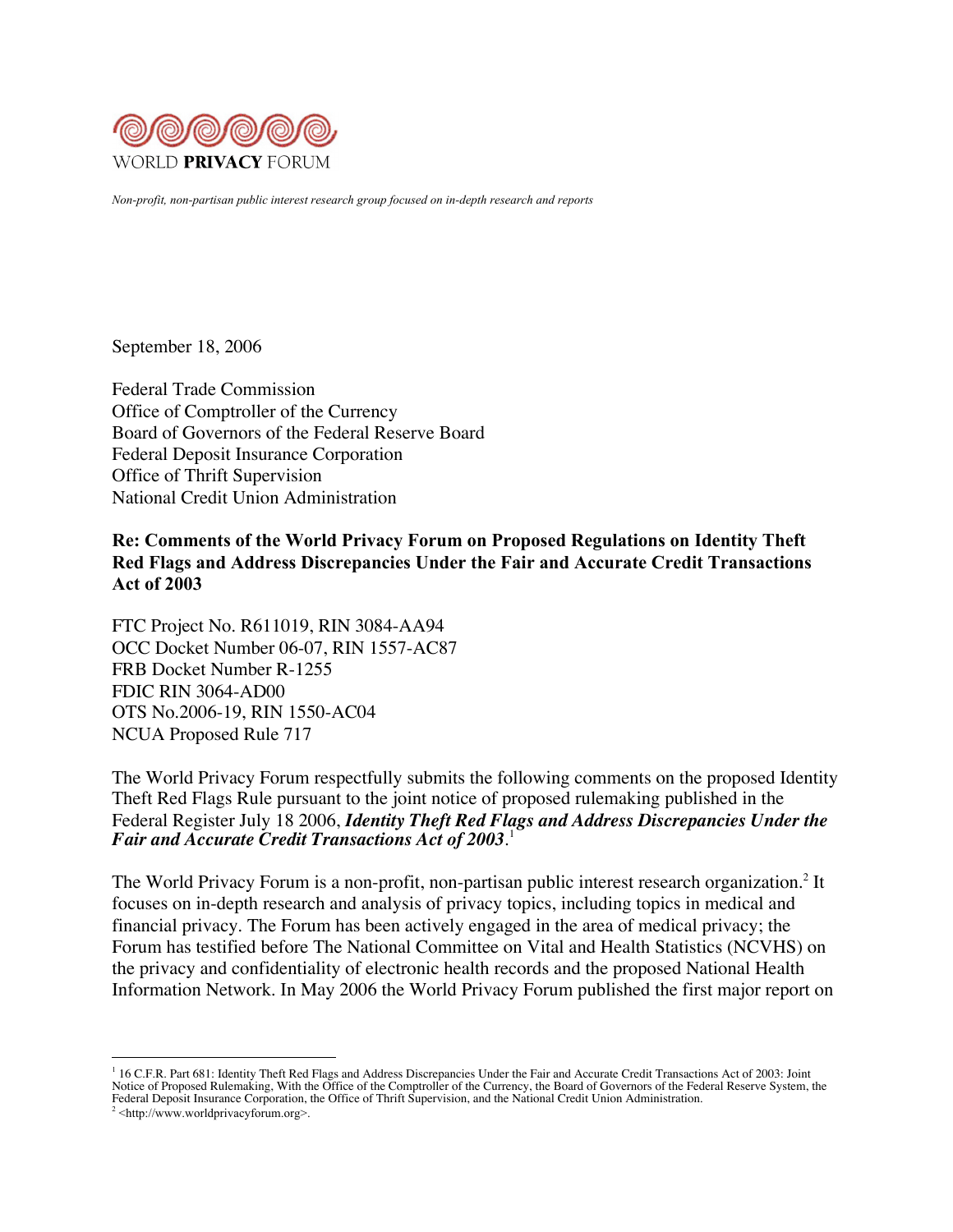WORLD **PRIVACY** FORUM

*Non-profit, non-partisan public interest research group focused on in-depth research and reports*

September 18, 2006

Federal Trade Commission
Office of Comptroller of the Currency
Board of Governors of the Federal Reserve Board
Federal Deposit Insurance Corporation
Office of Thrift Supervision
National Credit Union Administration

**Re: Comments of the World Privacy Forum on Proposed Regulations on Identity Theft Red Flags and Address Discrepancies Under the Fair and Accurate Credit Transactions Act of 2003**

FTC Project No. R611019, RIN 3084-AA94
OCC Docket Number 06-07, RIN 1557-AC87
FRB Docket Number R-1255
FDIC RIN 3064-AD00
OTS No.2006-19, RIN 1550-AC04
NCUA Proposed Rule 717

The World Privacy Forum respectfully submits the following comments on the proposed Identity Theft Red Flags Rule pursuant to the joint notice of proposed rulemaking published in the Federal Register July 18 2006, ***Identity Theft Red Flags and Address Discrepancies Under the Fair and Accurate Credit Transactions Act of 2003***.[1]

The World Privacy Forum is a non-profit, non-partisan public interest research organization.[2] It focuses on in-depth research and analysis of privacy topics, including topics in medical and financial privacy. The Forum has been actively engaged in the area of medical privacy; the Forum has testified before The National Committee on Vital and Health Statistics (NCVHS) on the privacy and confidentiality of electronic health records and the proposed National Health Information Network. In May 2006 the World Privacy Forum published the first major report on

---

[1] 16 C.F.R. Part 681: Identity Theft Red Flags and Address Discrepancies Under the Fair and Accurate Credit Transactions Act of 2003: Joint Notice of Proposed Rulemaking, With the Office of the Comptroller of the Currency, the Board of Governors of the Federal Reserve System, the Federal Deposit Insurance Corporation, the Office of Thrift Supervision, and the National Credit Union Administration.

[2] <http://www.worldprivacyforum.org>.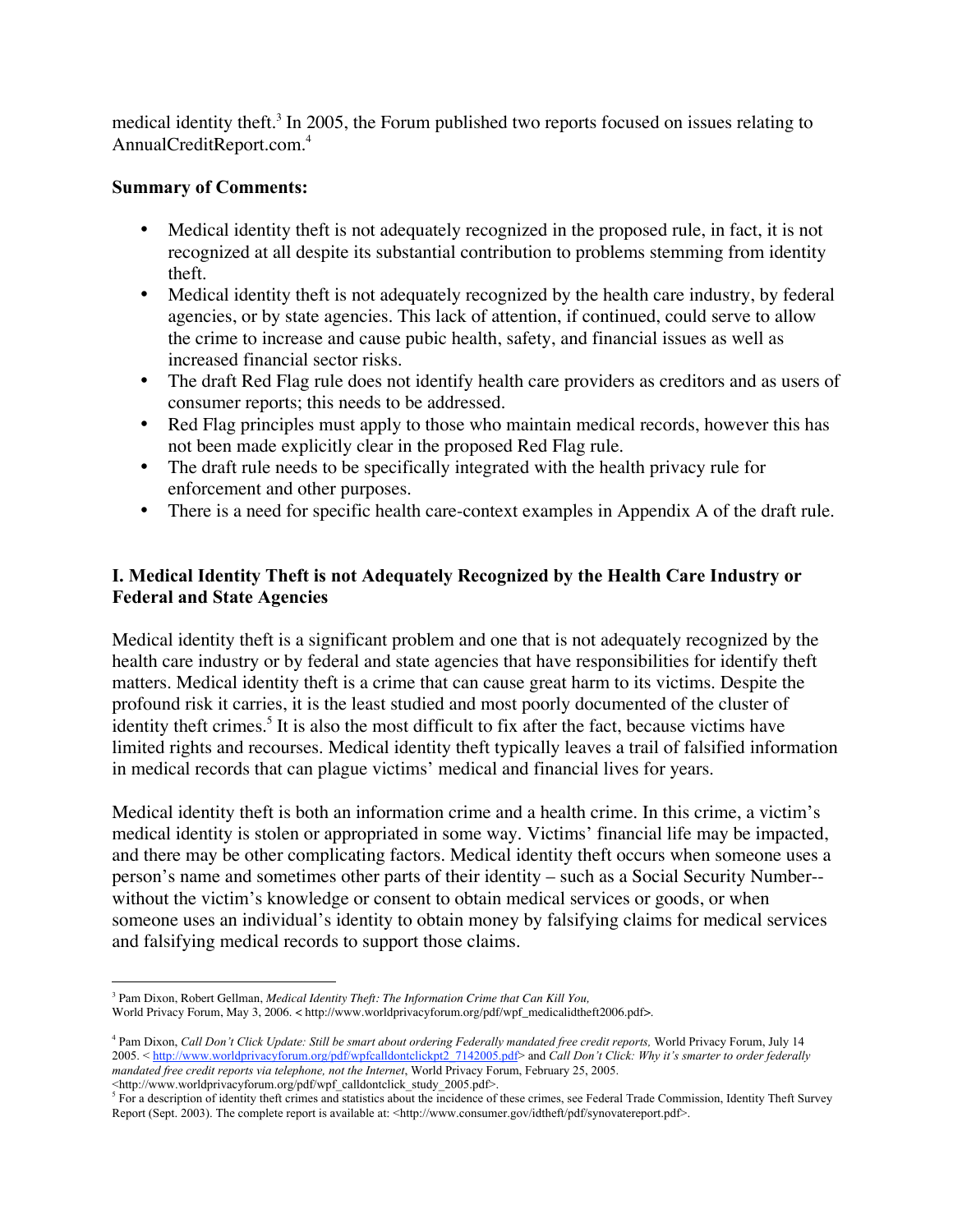medical identity theft.[3] In 2005, the Forum published two reports focused on issues relating to AnnualCreditReport.com.[4]

**Summary of Comments:**

- Medical identity theft is not adequately recognized in the proposed rule, in fact, it is not recognized at all despite its substantial contribution to problems stemming from identity theft.
- Medical identity theft is not adequately recognized by the health care industry, by federal agencies, or by state agencies. This lack of attention, if continued, could serve to allow the crime to increase and cause pubic health, safety, and financial issues as well as increased financial sector risks.
- The draft Red Flag rule does not identify health care providers as creditors and as users of consumer reports; this needs to be addressed.
- Red Flag principles must apply to those who maintain medical records, however this has not been made explicitly clear in the proposed Red Flag rule.
- The draft rule needs to be specifically integrated with the health privacy rule for enforcement and other purposes.
- There is a need for specific health care-context examples in Appendix A of the draft rule.

## I. Medical Identity Theft is not Adequately Recognized by the Health Care Industry or Federal and State Agencies

Medical identity theft is a significant problem and one that is not adequately recognized by the health care industry or by federal and state agencies that have responsibilities for identify theft matters. Medical identity theft is a crime that can cause great harm to its victims. Despite the profound risk it carries, it is the least studied and most poorly documented of the cluster of identity theft crimes.[5] It is also the most difficult to fix after the fact, because victims have limited rights and recourses. Medical identity theft typically leaves a trail of falsified information in medical records that can plague victims' medical and financial lives for years.

Medical identity theft is both an information crime and a health crime. In this crime, a victim's medical identity is stolen or appropriated in some way. Victims' financial life may be impacted, and there may be other complicating factors. Medical identity theft occurs when someone uses a person's name and sometimes other parts of their identity – such as a Social Security Number--without the victim's knowledge or consent to obtain medical services or goods, or when someone uses an individual's identity to obtain money by falsifying claims for medical services and falsifying medical records to support those claims.

---

[3] Pam Dixon, Robert Gellman, *Medical Identity Theft: The Information Crime that Can Kill You,* World Privacy Forum, May 3, 2006. < http://www.worldprivacyforum.org/pdf/wpf_medicalidtheft2006.pdf>.

[4] Pam Dixon, *Call Don't Click Update: Still be smart about ordering Federally mandated free credit reports,* World Privacy Forum, July 14 2005. < http://www.worldprivacyforum.org/pdf/wpfcalldontclickpt2_7142005.pdf> and *Call Don't Click: Why it's smarter to order federally mandated free credit reports via telephone, not the Internet*, World Privacy Forum, February 25, 2005. <http://www.worldprivacyforum.org/pdf/wpf_calldontclick_study_2005.pdf>.

[5] For a description of identity theft crimes and statistics about the incidence of these crimes, see Federal Trade Commission, Identity Theft Survey Report (Sept. 2003). The complete report is available at: <http://www.consumer.gov/idtheft/pdf/synovatereport.pdf>.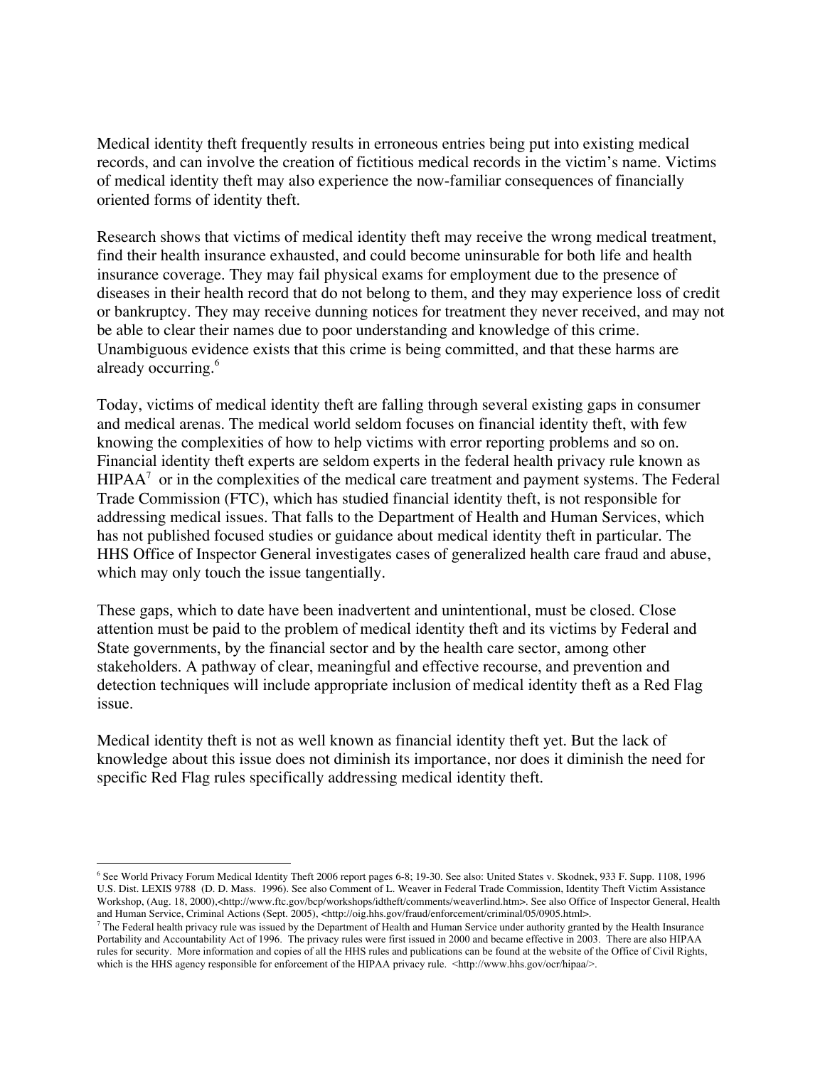Medical identity theft frequently results in erroneous entries being put into existing medical records, and can involve the creation of fictitious medical records in the victim's name. Victims of medical identity theft may also experience the now-familiar consequences of financially oriented forms of identity theft.

Research shows that victims of medical identity theft may receive the wrong medical treatment, find their health insurance exhausted, and could become uninsurable for both life and health insurance coverage. They may fail physical exams for employment due to the presence of diseases in their health record that do not belong to them, and they may experience loss of credit or bankruptcy. They may receive dunning notices for treatment they never received, and may not be able to clear their names due to poor understanding and knowledge of this crime. Unambiguous evidence exists that this crime is being committed, and that these harms are already occurring.[6]

Today, victims of medical identity theft are falling through several existing gaps in consumer and medical arenas. The medical world seldom focuses on financial identity theft, with few knowing the complexities of how to help victims with error reporting problems and so on. Financial identity theft experts are seldom experts in the federal health privacy rule known as HIPAA[7] or in the complexities of the medical care treatment and payment systems. The Federal Trade Commission (FTC), which has studied financial identity theft, is not responsible for addressing medical issues. That falls to the Department of Health and Human Services, which has not published focused studies or guidance about medical identity theft in particular. The HHS Office of Inspector General investigates cases of generalized health care fraud and abuse, which may only touch the issue tangentially.

These gaps, which to date have been inadvertent and unintentional, must be closed. Close attention must be paid to the problem of medical identity theft and its victims by Federal and State governments, by the financial sector and by the health care sector, among other stakeholders. A pathway of clear, meaningful and effective recourse, and prevention and detection techniques will include appropriate inclusion of medical identity theft as a Red Flag issue.

Medical identity theft is not as well known as financial identity theft yet. But the lack of knowledge about this issue does not diminish its importance, nor does it diminish the need for specific Red Flag rules specifically addressing medical identity theft.

---

[6] See World Privacy Forum Medical Identity Theft 2006 report pages 6-8; 19-30. See also: United States v. Skodnek, 933 F. Supp. 1108, 1996 U.S. Dist. LEXIS 9788 (D. D. Mass. 1996). See also Comment of L. Weaver in Federal Trade Commission, Identity Theft Victim Assistance Workshop, (Aug. 18, 2000),<http://www.ftc.gov/bcp/workshops/idtheft/comments/weaverlind.htm>. See also Office of Inspector General, Health and Human Service, Criminal Actions (Sept. 2005), <http://oig.hhs.gov/fraud/enforcement/criminal/05/0905.html>.

[7] The Federal health privacy rule was issued by the Department of Health and Human Service under authority granted by the Health Insurance Portability and Accountability Act of 1996. The privacy rules were first issued in 2000 and became effective in 2003. There are also HIPAA rules for security. More information and copies of all the HHS rules and publications can be found at the website of the Office of Civil Rights, which is the HHS agency responsible for enforcement of the HIPAA privacy rule. <http://www.hhs.gov/ocr/hipaa/>.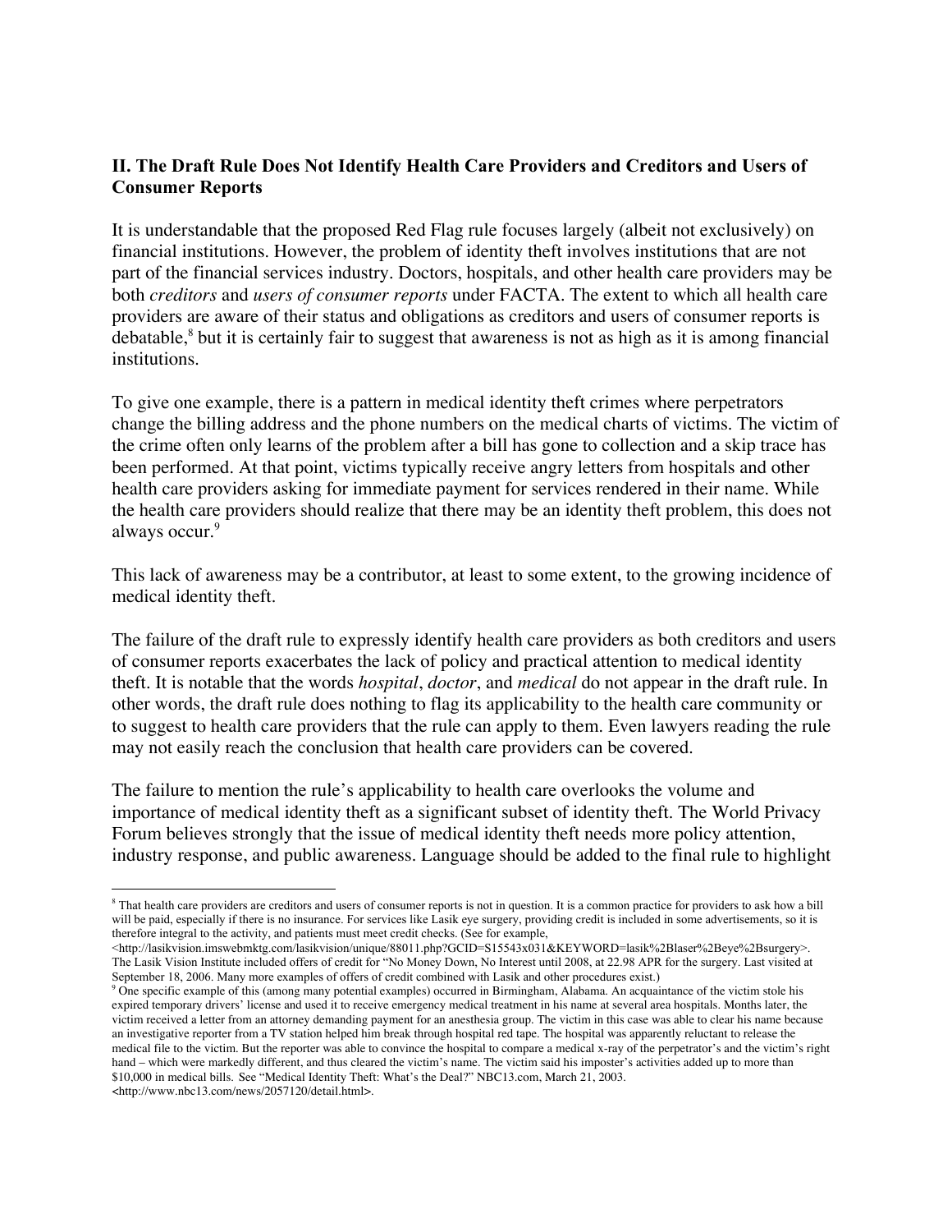**II. The Draft Rule Does Not Identify Health Care Providers and Creditors and Users of Consumer Reports**

It is understandable that the proposed Red Flag rule focuses largely (albeit not exclusively) on financial institutions. However, the problem of identity theft involves institutions that are not part of the financial services industry. Doctors, hospitals, and other health care providers may be both *creditors* and *users of consumer reports* under FACTA. The extent to which all health care providers are aware of their status and obligations as creditors and users of consumer reports is debatable,[8] but it is certainly fair to suggest that awareness is not as high as it is among financial institutions.

To give one example, there is a pattern in medical identity theft crimes where perpetrators change the billing address and the phone numbers on the medical charts of victims. The victim of the crime often only learns of the problem after a bill has gone to collection and a skip trace has been performed. At that point, victims typically receive angry letters from hospitals and other health care providers asking for immediate payment for services rendered in their name. While the health care providers should realize that there may be an identity theft problem, this does not always occur.[9]

This lack of awareness may be a contributor, at least to some extent, to the growing incidence of medical identity theft.

The failure of the draft rule to expressly identify health care providers as both creditors and users of consumer reports exacerbates the lack of policy and practical attention to medical identity theft. It is notable that the words *hospital*, *doctor*, and *medical* do not appear in the draft rule. In other words, the draft rule does nothing to flag its applicability to the health care community or to suggest to health care providers that the rule can apply to them. Even lawyers reading the rule may not easily reach the conclusion that health care providers can be covered.

The failure to mention the rule's applicability to health care overlooks the volume and importance of medical identity theft as a significant subset of identity theft. The World Privacy Forum believes strongly that the issue of medical identity theft needs more policy attention, industry response, and public awareness. Language should be added to the final rule to highlight

---

[8] That health care providers are creditors and users of consumer reports is not in question. It is a common practice for providers to ask how a bill will be paid, especially if there is no insurance. For services like Lasik eye surgery, providing credit is included in some advertisements, so it is therefore integral to the activity, and patients must meet credit checks. (See for example, <http://lasikvision.imswebmktg.com/lasikvision/unique/88011.php?GCID=S15543x031&KEYWORD=lasik%2Blaser%2Beye%2Bsurgery>. The Lasik Vision Institute included offers of credit for "No Money Down, No Interest until 2008, at 22.98 APR for the surgery. Last visited at September 18, 2006. Many more examples of offers of credit combined with Lasik and other procedures exist.)

[9] One specific example of this (among many potential examples) occurred in Birmingham, Alabama. An acquaintance of the victim stole his expired temporary drivers' license and used it to receive emergency medical treatment in his name at several area hospitals. Months later, the victim received a letter from an attorney demanding payment for an anesthesia group. The victim in this case was able to clear his name because an investigative reporter from a TV station helped him break through hospital red tape. The hospital was apparently reluctant to release the medical file to the victim. But the reporter was able to convince the hospital to compare a medical x-ray of the perpetrator's and the victim's right hand – which were markedly different, and thus cleared the victim's name. The victim said his imposter's activities added up to more than $10,000 in medical bills. See "Medical Identity Theft: What's the Deal?" NBC13.com, March 21, 2003. <http://www.nbc13.com/news/2057120/detail.html>.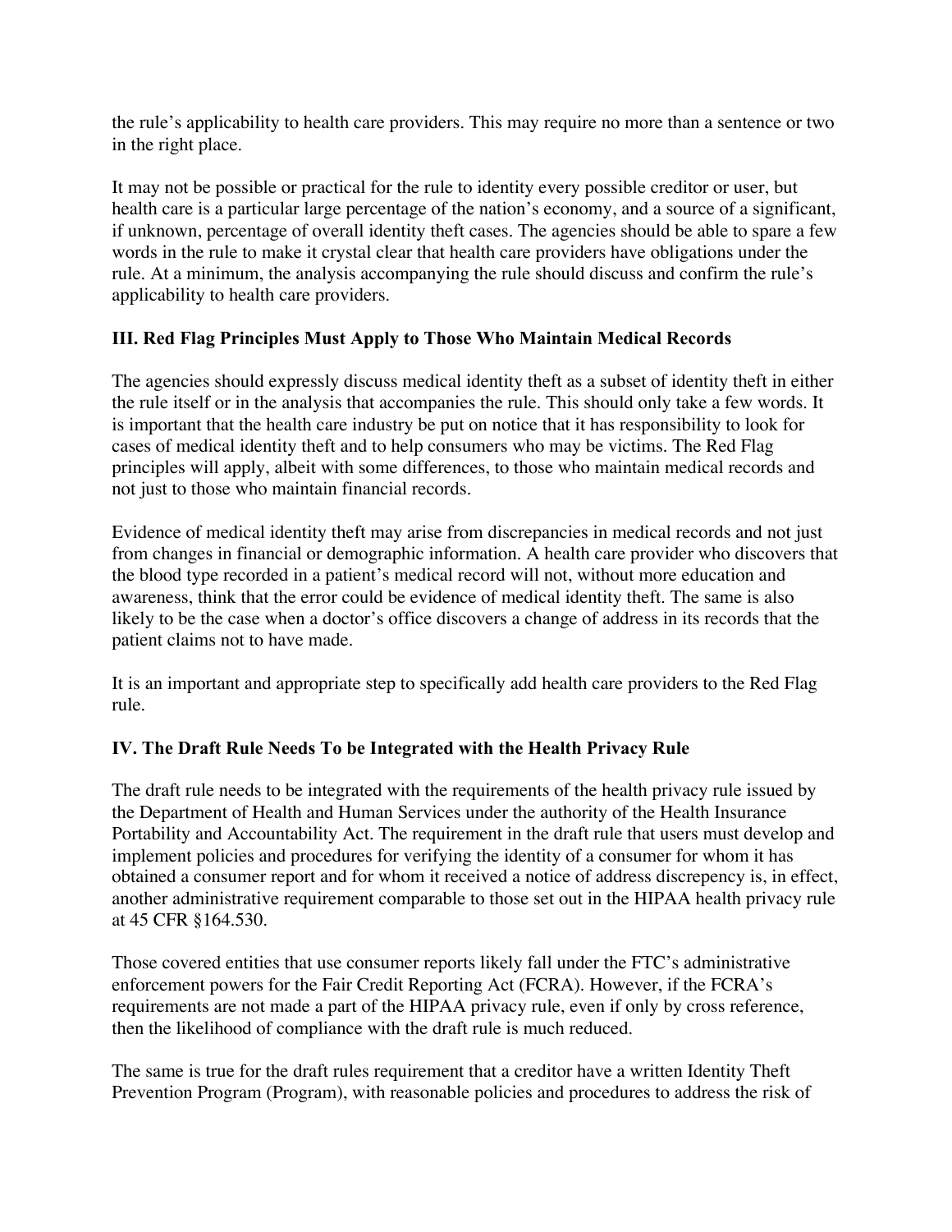the rule's applicability to health care providers. This may require no more than a sentence or two in the right place.

It may not be possible or practical for the rule to identity every possible creditor or user, but health care is a particular large percentage of the nation's economy, and a source of a significant, if unknown, percentage of overall identity theft cases. The agencies should be able to spare a few words in the rule to make it crystal clear that health care providers have obligations under the rule. At a minimum, the analysis accompanying the rule should discuss and confirm the rule's applicability to health care providers.

## III. Red Flag Principles Must Apply to Those Who Maintain Medical Records

The agencies should expressly discuss medical identity theft as a subset of identity theft in either the rule itself or in the analysis that accompanies the rule. This should only take a few words. It is important that the health care industry be put on notice that it has responsibility to look for cases of medical identity theft and to help consumers who may be victims. The Red Flag principles will apply, albeit with some differences, to those who maintain medical records and not just to those who maintain financial records.

Evidence of medical identity theft may arise from discrepancies in medical records and not just from changes in financial or demographic information. A health care provider who discovers that the blood type recorded in a patient's medical record will not, without more education and awareness, think that the error could be evidence of medical identity theft. The same is also likely to be the case when a doctor's office discovers a change of address in its records that the patient claims not to have made.

It is an important and appropriate step to specifically add health care providers to the Red Flag rule.

## IV. The Draft Rule Needs To be Integrated with the Health Privacy Rule

The draft rule needs to be integrated with the requirements of the health privacy rule issued by the Department of Health and Human Services under the authority of the Health Insurance Portability and Accountability Act. The requirement in the draft rule that users must develop and implement policies and procedures for verifying the identity of a consumer for whom it has obtained a consumer report and for whom it received a notice of address discrepency is, in effect, another administrative requirement comparable to those set out in the HIPAA health privacy rule at 45 CFR §164.530.

Those covered entities that use consumer reports likely fall under the FTC's administrative enforcement powers for the Fair Credit Reporting Act (FCRA). However, if the FCRA's requirements are not made a part of the HIPAA privacy rule, even if only by cross reference, then the likelihood of compliance with the draft rule is much reduced.

The same is true for the draft rules requirement that a creditor have a written Identity Theft Prevention Program (Program), with reasonable policies and procedures to address the risk of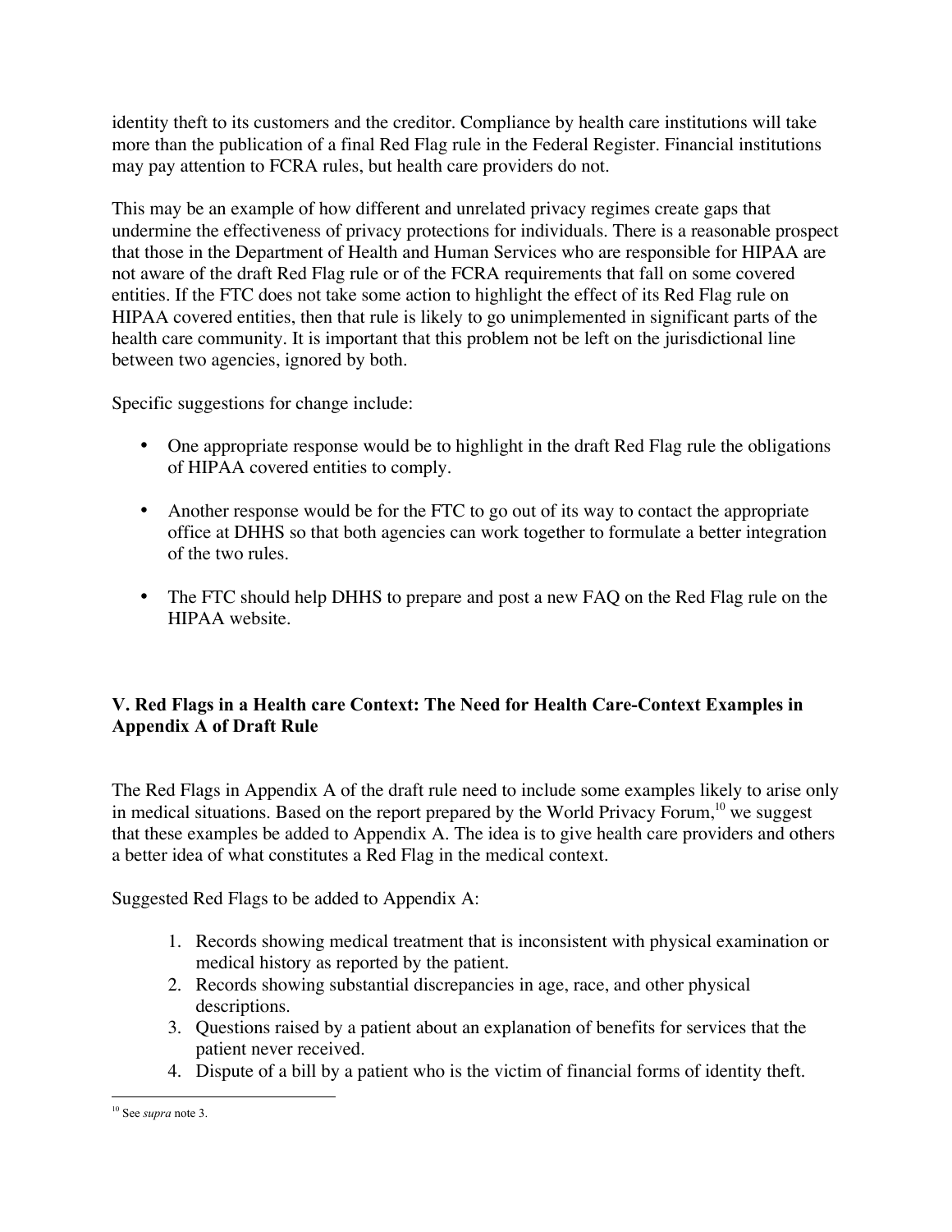identity theft to its customers and the creditor. Compliance by health care institutions will take more than the publication of a final Red Flag rule in the Federal Register. Financial institutions may pay attention to FCRA rules, but health care providers do not.

This may be an example of how different and unrelated privacy regimes create gaps that undermine the effectiveness of privacy protections for individuals. There is a reasonable prospect that those in the Department of Health and Human Services who are responsible for HIPAA are not aware of the draft Red Flag rule or of the FCRA requirements that fall on some covered entities. If the FTC does not take some action to highlight the effect of its Red Flag rule on HIPAA covered entities, then that rule is likely to go unimplemented in significant parts of the health care community. It is important that this problem not be left on the jurisdictional line between two agencies, ignored by both.

Specific suggestions for change include:

- One appropriate response would be to highlight in the draft Red Flag rule the obligations of HIPAA covered entities to comply.
- Another response would be for the FTC to go out of its way to contact the appropriate office at DHHS so that both agencies can work together to formulate a better integration of the two rules.
- The FTC should help DHHS to prepare and post a new FAQ on the Red Flag rule on the HIPAA website.

## V. Red Flags in a Health care Context: The Need for Health Care-Context Examples in Appendix A of Draft Rule

The Red Flags in Appendix A of the draft rule need to include some examples likely to arise only in medical situations. Based on the report prepared by the World Privacy Forum,[10] we suggest that these examples be added to Appendix A. The idea is to give health care providers and others a better idea of what constitutes a Red Flag in the medical context.

Suggested Red Flags to be added to Appendix A:

1. Records showing medical treatment that is inconsistent with physical examination or medical history as reported by the patient.
2. Records showing substantial discrepancies in age, race, and other physical descriptions.
3. Questions raised by a patient about an explanation of benefits for services that the patient never received.
4. Dispute of a bill by a patient who is the victim of financial forms of identity theft.

[10] See *supra* note 3.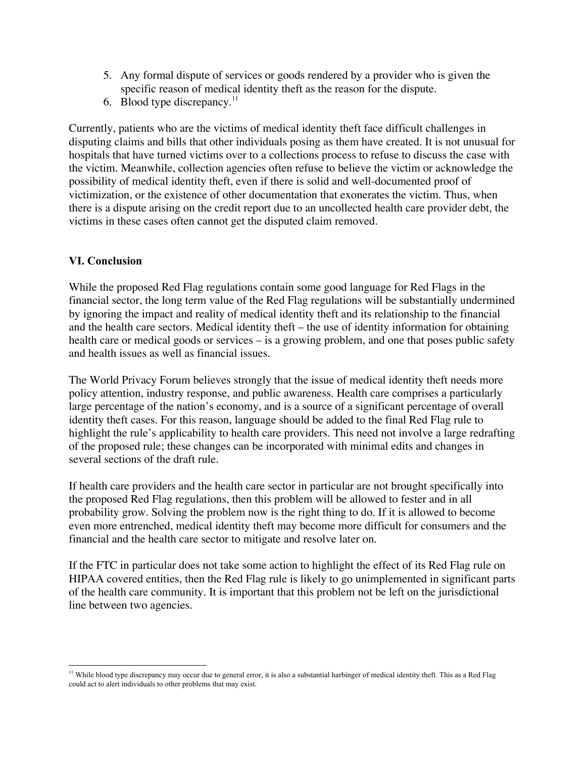5. Any formal dispute of services or goods rendered by a provider who is given the specific reason of medical identity theft as the reason for the dispute.
6. Blood type discrepancy.[11]

Currently, patients who are the victims of medical identity theft face difficult challenges in disputing claims and bills that other individuals posing as them have created. It is not unusual for hospitals that have turned victims over to a collections process to refuse to discuss the case with the victim. Meanwhile, collection agencies often refuse to believe the victim or acknowledge the possibility of medical identity theft, even if there is solid and well-documented proof of victimization, or the existence of other documentation that exonerates the victim. Thus, when there is a dispute arising on the credit report due to an uncollected health care provider debt, the victims in these cases often cannot get the disputed claim removed.

## VI. Conclusion

While the proposed Red Flag regulations contain some good language for Red Flags in the financial sector, the long term value of the Red Flag regulations will be substantially undermined by ignoring the impact and reality of medical identity theft and its relationship to the financial and the health care sectors. Medical identity theft – the use of identity information for obtaining health care or medical goods or services – is a growing problem, and one that poses public safety and health issues as well as financial issues.

The World Privacy Forum believes strongly that the issue of medical identity theft needs more policy attention, industry response, and public awareness. Health care comprises a particularly large percentage of the nation's economy, and is a source of a significant percentage of overall identity theft cases. For this reason, language should be added to the final Red Flag rule to highlight the rule's applicability to health care providers. This need not involve a large redrafting of the proposed rule; these changes can be incorporated with minimal edits and changes in several sections of the draft rule.

If health care providers and the health care sector in particular are not brought specifically into the proposed Red Flag regulations, then this problem will be allowed to fester and in all probability grow. Solving the problem now is the right thing to do. If it is allowed to become even more entrenched, medical identity theft may become more difficult for consumers and the financial and the health care sector to mitigate and resolve later on.

If the FTC in particular does not take some action to highlight the effect of its Red Flag rule on HIPAA covered entities, then the Red Flag rule is likely to go unimplemented in significant parts of the health care community. It is important that this problem not be left on the jurisdictional line between two agencies.

---

[11] While blood type discrepancy may occur due to general error, it is also a substantial harbinger of medical identity theft. This as a Red Flag could act to alert individuals to other problems that may exist.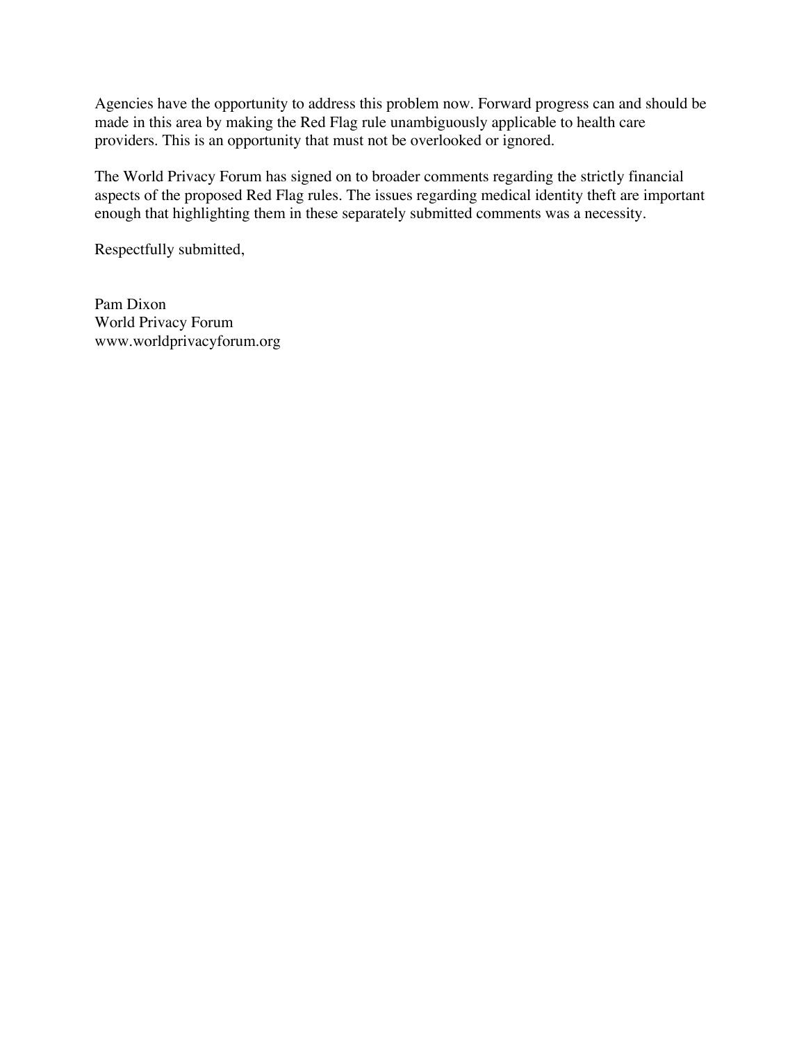Agencies have the opportunity to address this problem now. Forward progress can and should be made in this area by making the Red Flag rule unambiguously applicable to health care providers. This is an opportunity that must not be overlooked or ignored.

The World Privacy Forum has signed on to broader comments regarding the strictly financial aspects of the proposed Red Flag rules. The issues regarding medical identity theft are important enough that highlighting them in these separately submitted comments was a necessity.

Respectfully submitted,

Pam Dixon
World Privacy Forum
www.worldprivacyforum.org